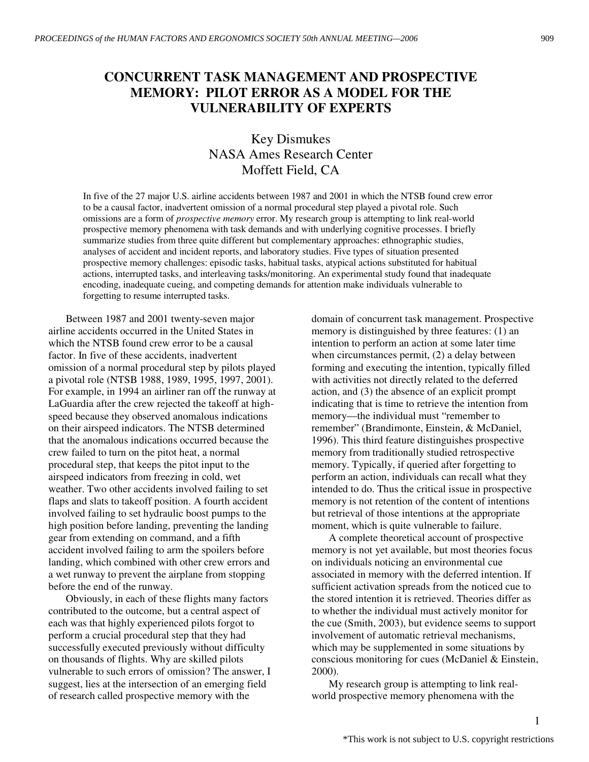# CONCURRENT TASK MANAGEMENT AND PROSPECTIVE MEMORY: PILOT ERROR AS A MODEL FOR THE VULNERABILITY OF EXPERTS

Key Dismukes
NASA Ames Research Center
Moffett Field, CA

In five of the 27 major U.S. airline accidents between 1987 and 2001 in which the NTSB found crew error to be a causal factor, inadvertent omission of a normal procedural step played a pivotal role. Such omissions are a form of *prospective memory* error. My research group is attempting to link real-world prospective memory phenomena with task demands and with underlying cognitive processes. I briefly summarize studies from three quite different but complementary approaches: ethnographic studies, analyses of accident and incident reports, and laboratory studies. Five types of situation presented prospective memory challenges: episodic tasks, habitual tasks, atypical actions substituted for habitual actions, interrupted tasks, and interleaving tasks/monitoring. An experimental study found that inadequate encoding, inadequate cueing, and competing demands for attention make individuals vulnerable to forgetting to resume interrupted tasks.

Between 1987 and 2001 twenty-seven major airline accidents occurred in the United States in which the NTSB found crew error to be a causal factor. In five of these accidents, inadvertent omission of a normal procedural step by pilots played a pivotal role (NTSB 1988, 1989, 1995, 1997, 2001). For example, in 1994 an airliner ran off the runway at LaGuardia after the crew rejected the takeoff at high-speed because they observed anomalous indications on their airspeed indicators. The NTSB determined that the anomalous indications occurred because the crew failed to turn on the pitot heat, a normal procedural step, that keeps the pitot input to the airspeed indicators from freezing in cold, wet weather. Two other accidents involved failing to set flaps and slats to takeoff position. A fourth accident involved failing to set hydraulic boost pumps to the high position before landing, preventing the landing gear from extending on command, and a fifth accident involved failing to arm the spoilers before landing, which combined with other crew errors and a wet runway to prevent the airplane from stopping before the end of the runway.

Obviously, in each of these flights many factors contributed to the outcome, but a central aspect of each was that highly experienced pilots forgot to perform a crucial procedural step that they had successfully executed previously without difficulty on thousands of flights. Why are skilled pilots vulnerable to such errors of omission? The answer, I suggest, lies at the intersection of an emerging field of research called prospective memory with the domain of concurrent task management. Prospective memory is distinguished by three features: (1) an intention to perform an action at some later time when circumstances permit, (2) a delay between forming and executing the intention, typically filled with activities not directly related to the deferred action, and (3) the absence of an explicit prompt indicating that is time to retrieve the intention from memory—the individual must "remember to remember" (Brandimonte, Einstein, & McDaniel, 1996). This third feature distinguishes prospective memory from traditionally studied retrospective memory. Typically, if queried after forgetting to perform an action, individuals can recall what they intended to do. Thus the critical issue in prospective memory is not retention of the content of intentions but retrieval of those intentions at the appropriate moment, which is quite vulnerable to failure.

A complete theoretical account of prospective memory is not yet available, but most theories focus on individuals noticing an environmental cue associated in memory with the deferred intention. If sufficient activation spreads from the noticed cue to the stored intention it is retrieved. Theories differ as to whether the individual must actively monitor for the cue (Smith, 2003), but evidence seems to support involvement of automatic retrieval mechanisms, which may be supplemented in some situations by conscious monitoring for cues (McDaniel & Einstein, 2000).

My research group is attempting to link real-world prospective memory phenomena with the

*This work is not subject to U.S. copyright restrictions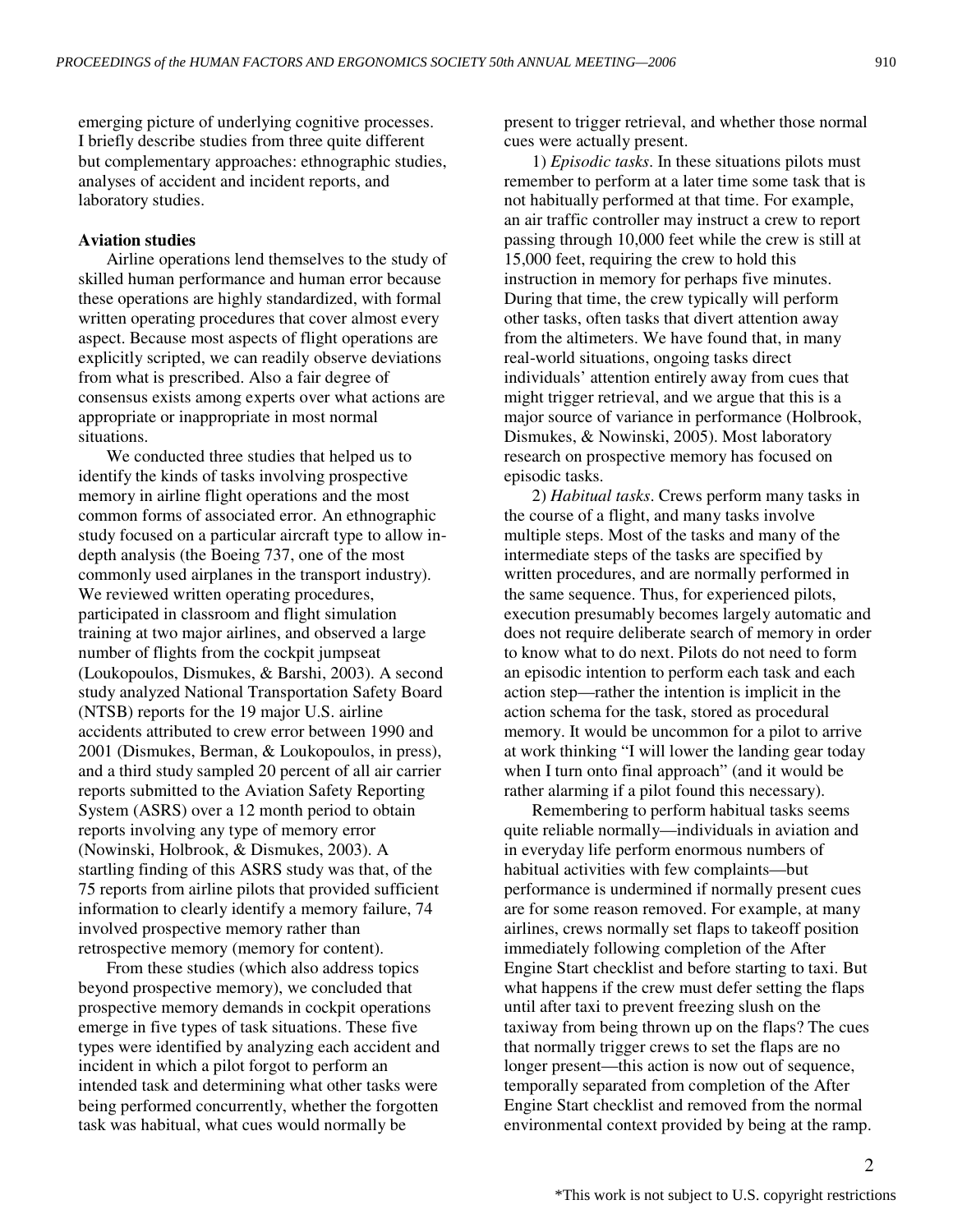emerging picture of underlying cognitive processes. I briefly describe studies from three quite different but complementary approaches: ethnographic studies, analyses of accident and incident reports, and laboratory studies.

**Aviation studies**

Airline operations lend themselves to the study of skilled human performance and human error because these operations are highly standardized, with formal written operating procedures that cover almost every aspect. Because most aspects of flight operations are explicitly scripted, we can readily observe deviations from what is prescribed. Also a fair degree of consensus exists among experts over what actions are appropriate or inappropriate in most normal situations.

We conducted three studies that helped us to identify the kinds of tasks involving prospective memory in airline flight operations and the most common forms of associated error. An ethnographic study focused on a particular aircraft type to allow in-depth analysis (the Boeing 737, one of the most commonly used airplanes in the transport industry). We reviewed written operating procedures, participated in classroom and flight simulation training at two major airlines, and observed a large number of flights from the cockpit jumpseat (Loukopoulos, Dismukes, & Barshi, 2003). A second study analyzed National Transportation Safety Board (NTSB) reports for the 19 major U.S. airline accidents attributed to crew error between 1990 and 2001 (Dismukes, Berman, & Loukopoulos, in press), and a third study sampled 20 percent of all air carrier reports submitted to the Aviation Safety Reporting System (ASRS) over a 12 month period to obtain reports involving any type of memory error (Nowinski, Holbrook, & Dismukes, 2003). A startling finding of this ASRS study was that, of the 75 reports from airline pilots that provided sufficient information to clearly identify a memory failure, 74 involved prospective memory rather than retrospective memory (memory for content).

From these studies (which also address topics beyond prospective memory), we concluded that prospective memory demands in cockpit operations emerge in five types of task situations. These five types were identified by analyzing each accident and incident in which a pilot forgot to perform an intended task and determining what other tasks were being performed concurrently, whether the forgotten task was habitual, what cues would normally be present to trigger retrieval, and whether those normal cues were actually present.

1) *Episodic tasks*. In these situations pilots must remember to perform at a later time some task that is not habitually performed at that time. For example, an air traffic controller may instruct a crew to report passing through 10,000 feet while the crew is still at 15,000 feet, requiring the crew to hold this instruction in memory for perhaps five minutes. During that time, the crew typically will perform other tasks, often tasks that divert attention away from the altimeters. We have found that, in many real-world situations, ongoing tasks direct individuals' attention entirely away from cues that might trigger retrieval, and we argue that this is a major source of variance in performance (Holbrook, Dismukes, & Nowinski, 2005). Most laboratory research on prospective memory has focused on episodic tasks.

2) *Habitual tasks*. Crews perform many tasks in the course of a flight, and many tasks involve multiple steps. Most of the tasks and many of the intermediate steps of the tasks are specified by written procedures, and are normally performed in the same sequence. Thus, for experienced pilots, execution presumably becomes largely automatic and does not require deliberate search of memory in order to know what to do next. Pilots do not need to form an episodic intention to perform each task and each action step—rather the intention is implicit in the action schema for the task, stored as procedural memory. It would be uncommon for a pilot to arrive at work thinking "I will lower the landing gear today when I turn onto final approach" (and it would be rather alarming if a pilot found this necessary).

Remembering to perform habitual tasks seems quite reliable normally—individuals in aviation and in everyday life perform enormous numbers of habitual activities with few complaints—but performance is undermined if normally present cues are for some reason removed. For example, at many airlines, crews normally set flaps to takeoff position immediately following completion of the After Engine Start checklist and before starting to taxi. But what happens if the crew must defer setting the flaps until after taxi to prevent freezing slush on the taxiway from being thrown up on the flaps? The cues that normally trigger crews to set the flaps are no longer present—this action is now out of sequence, temporally separated from completion of the After Engine Start checklist and removed from the normal environmental context provided by being at the ramp.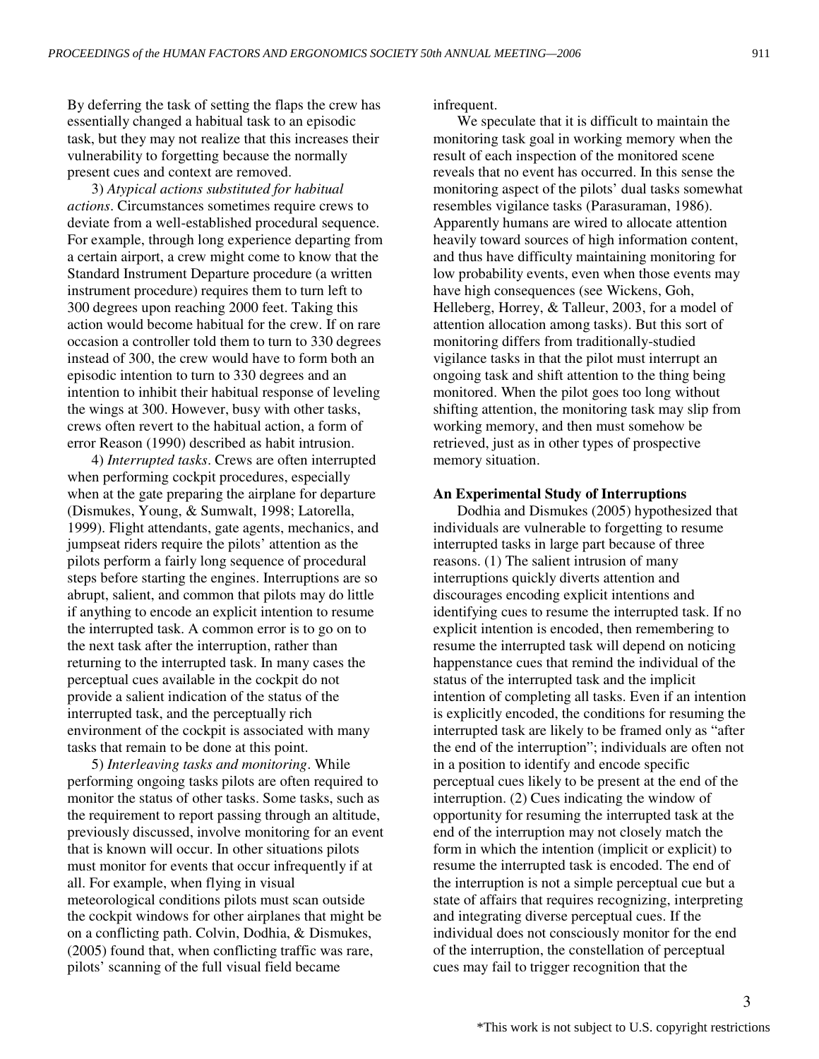By deferring the task of setting the flaps the crew has essentially changed a habitual task to an episodic task, but they may not realize that this increases their vulnerability to forgetting because the normally present cues and context are removed.

3) *Atypical actions substituted for habitual actions*. Circumstances sometimes require crews to deviate from a well-established procedural sequence. For example, through long experience departing from a certain airport, a crew might come to know that the Standard Instrument Departure procedure (a written instrument procedure) requires them to turn left to 300 degrees upon reaching 2000 feet. Taking this action would become habitual for the crew. If on rare occasion a controller told them to turn to 330 degrees instead of 300, the crew would have to form both an episodic intention to turn to 330 degrees and an intention to inhibit their habitual response of leveling the wings at 300. However, busy with other tasks, crews often revert to the habitual action, a form of error Reason (1990) described as habit intrusion.

4) *Interrupted tasks*. Crews are often interrupted when performing cockpit procedures, especially when at the gate preparing the airplane for departure (Dismukes, Young, & Sumwalt, 1998; Latorella, 1999). Flight attendants, gate agents, mechanics, and jumpseat riders require the pilots' attention as the pilots perform a fairly long sequence of procedural steps before starting the engines. Interruptions are so abrupt, salient, and common that pilots may do little if anything to encode an explicit intention to resume the interrupted task. A common error is to go on to the next task after the interruption, rather than returning to the interrupted task. In many cases the perceptual cues available in the cockpit do not provide a salient indication of the status of the interrupted task, and the perceptually rich environment of the cockpit is associated with many tasks that remain to be done at this point.

5) *Interleaving tasks and monitoring*. While performing ongoing tasks pilots are often required to monitor the status of other tasks. Some tasks, such as the requirement to report passing through an altitude, previously discussed, involve monitoring for an event that is known will occur. In other situations pilots must monitor for events that occur infrequently if at all. For example, when flying in visual meteorological conditions pilots must scan outside the cockpit windows for other airplanes that might be on a conflicting path. Colvin, Dodhia, & Dismukes, (2005) found that, when conflicting traffic was rare, pilots' scanning of the full visual field became infrequent.

We speculate that it is difficult to maintain the monitoring task goal in working memory when the result of each inspection of the monitored scene reveals that no event has occurred. In this sense the monitoring aspect of the pilots' dual tasks somewhat resembles vigilance tasks (Parasuraman, 1986). Apparently humans are wired to allocate attention heavily toward sources of high information content, and thus have difficulty maintaining monitoring for low probability events, even when those events may have high consequences (see Wickens, Goh, Helleberg, Horrey, & Talleur, 2003, for a model of attention allocation among tasks). But this sort of monitoring differs from traditionally-studied vigilance tasks in that the pilot must interrupt an ongoing task and shift attention to the thing being monitored. When the pilot goes too long without shifting attention, the monitoring task may slip from working memory, and then must somehow be retrieved, just as in other types of prospective memory situation.

### An Experimental Study of Interruptions

Dodhia and Dismukes (2005) hypothesized that individuals are vulnerable to forgetting to resume interrupted tasks in large part because of three reasons. (1) The salient intrusion of many interruptions quickly diverts attention and discourages encoding explicit intentions and identifying cues to resume the interrupted task. If no explicit intention is encoded, then remembering to resume the interrupted task will depend on noticing happenstance cues that remind the individual of the status of the interrupted task and the implicit intention of completing all tasks. Even if an intention is explicitly encoded, the conditions for resuming the interrupted task are likely to be framed only as "after the end of the interruption"; individuals are often not in a position to identify and encode specific perceptual cues likely to be present at the end of the interruption. (2) Cues indicating the window of opportunity for resuming the interrupted task at the end of the interruption may not closely match the form in which the intention (implicit or explicit) to resume the interrupted task is encoded. The end of the interruption is not a simple perceptual cue but a state of affairs that requires recognizing, interpreting and integrating diverse perceptual cues. If the individual does not consciously monitor for the end of the interruption, the constellation of perceptual cues may fail to trigger recognition that the

*This work is not subject to U.S. copyright restrictions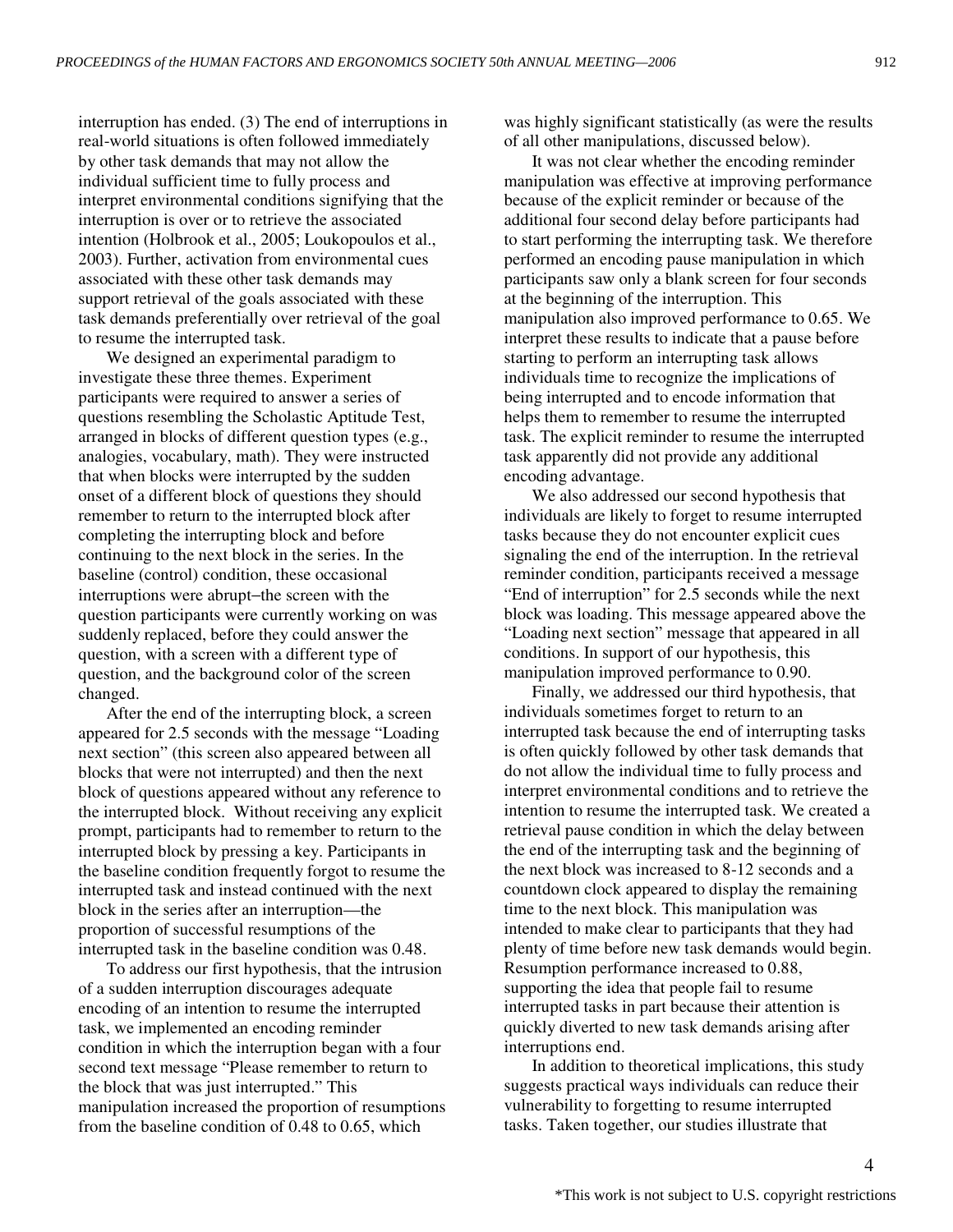interruption has ended. (3) The end of interruptions in real-world situations is often followed immediately by other task demands that may not allow the individual sufficient time to fully process and interpret environmental conditions signifying that the interruption is over or to retrieve the associated intention (Holbrook et al., 2005; Loukopoulos et al., 2003). Further, activation from environmental cues associated with these other task demands may support retrieval of the goals associated with these task demands preferentially over retrieval of the goal to resume the interrupted task.

We designed an experimental paradigm to investigate these three themes. Experiment participants were required to answer a series of questions resembling the Scholastic Aptitude Test, arranged in blocks of different question types (e.g., analogies, vocabulary, math). They were instructed that when blocks were interrupted by the sudden onset of a different block of questions they should remember to return to the interrupted block after completing the interrupting block and before continuing to the next block in the series. In the baseline (control) condition, these occasional interruptions were abrupt–the screen with the question participants were currently working on was suddenly replaced, before they could answer the question, with a screen with a different type of question, and the background color of the screen changed.

After the end of the interrupting block, a screen appeared for 2.5 seconds with the message "Loading next section" (this screen also appeared between all blocks that were not interrupted) and then the next block of questions appeared without any reference to the interrupted block. Without receiving any explicit prompt, participants had to remember to return to the interrupted block by pressing a key. Participants in the baseline condition frequently forgot to resume the interrupted task and instead continued with the next block in the series after an interruption—the proportion of successful resumptions of the interrupted task in the baseline condition was 0.48.

To address our first hypothesis, that the intrusion of a sudden interruption discourages adequate encoding of an intention to resume the interrupted task, we implemented an encoding reminder condition in which the interruption began with a four second text message "Please remember to return to the block that was just interrupted." This manipulation increased the proportion of resumptions from the baseline condition of 0.48 to 0.65, which was highly significant statistically (as were the results of all other manipulations, discussed below).

It was not clear whether the encoding reminder manipulation was effective at improving performance because of the explicit reminder or because of the additional four second delay before participants had to start performing the interrupting task. We therefore performed an encoding pause manipulation in which participants saw only a blank screen for four seconds at the beginning of the interruption. This manipulation also improved performance to 0.65. We interpret these results to indicate that a pause before starting to perform an interrupting task allows individuals time to recognize the implications of being interrupted and to encode information that helps them to remember to resume the interrupted task. The explicit reminder to resume the interrupted task apparently did not provide any additional encoding advantage.

We also addressed our second hypothesis that individuals are likely to forget to resume interrupted tasks because they do not encounter explicit cues signaling the end of the interruption. In the retrieval reminder condition, participants received a message "End of interruption" for 2.5 seconds while the next block was loading. This message appeared above the "Loading next section" message that appeared in all conditions. In support of our hypothesis, this manipulation improved performance to 0.90.

Finally, we addressed our third hypothesis, that individuals sometimes forget to return to an interrupted task because the end of interrupting tasks is often quickly followed by other task demands that do not allow the individual time to fully process and interpret environmental conditions and to retrieve the intention to resume the interrupted task. We created a retrieval pause condition in which the delay between the end of the interrupting task and the beginning of the next block was increased to 8-12 seconds and a countdown clock appeared to display the remaining time to the next block. This manipulation was intended to make clear to participants that they had plenty of time before new task demands would begin. Resumption performance increased to 0.88, supporting the idea that people fail to resume interrupted tasks in part because their attention is quickly diverted to new task demands arising after interruptions end.

In addition to theoretical implications, this study suggests practical ways individuals can reduce their vulnerability to forgetting to resume interrupted tasks. Taken together, our studies illustrate that

*This work is not subject to U.S. copyright restrictions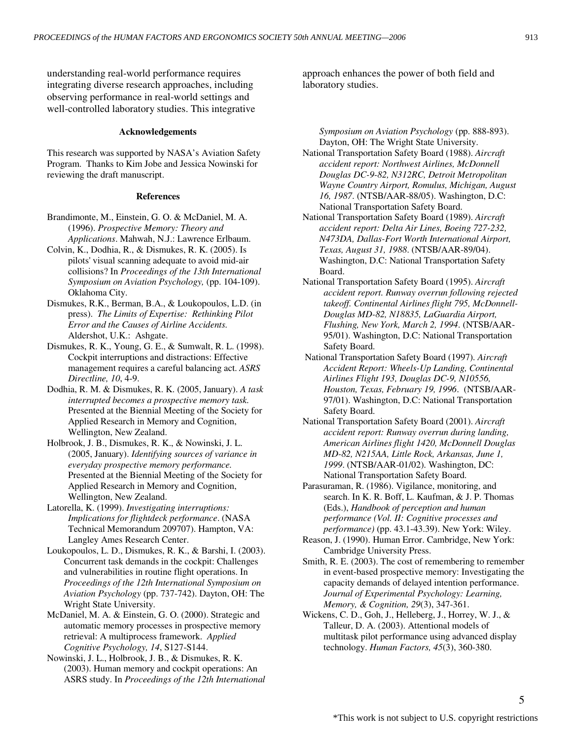understanding real-world performance requires integrating diverse research approaches, including observing performance in real-world settings and well-controlled laboratory studies. This integrative approach enhances the power of both field and laboratory studies.

### Acknowledgements

This research was supported by NASA's Aviation Safety Program. Thanks to Kim Jobe and Jessica Nowinski for reviewing the draft manuscript.

### References

Brandimonte, M., Einstein, G. O. & McDaniel, M. A. (1996). *Prospective Memory: Theory and Applications*. Mahwah, N.J.: Lawrence Erlbaum.

Colvin, K., Dodhia, R., & Dismukes, R. K. (2005). Is pilots' visual scanning adequate to avoid mid-air collisions? In *Proceedings of the 13th International Symposium on Aviation Psychology,* (pp. 104-109). Oklahoma City.

Dismukes, R.K., Berman, B.A., & Loukopoulos, L.D. (in press). *The Limits of Expertise: Rethinking Pilot Error and the Causes of Airline Accidents.* Aldershot, U.K.: Ashgate.

Dismukes, R. K., Young, G. E., & Sumwalt, R. L. (1998). Cockpit interruptions and distractions: Effective management requires a careful balancing act. *ASRS Directline, 10*, 4-9.

Dodhia, R. M. & Dismukes, R. K. (2005, January). *A task interrupted becomes a prospective memory task.* Presented at the Biennial Meeting of the Society for Applied Research in Memory and Cognition, Wellington, New Zealand.

Holbrook, J. B., Dismukes, R. K., & Nowinski, J. L. (2005, January). *Identifying sources of variance in everyday prospective memory performance.* Presented at the Biennial Meeting of the Society for Applied Research in Memory and Cognition, Wellington, New Zealand.

Latorella, K. (1999). *Investigating interruptions: Implications for flightdeck performance*. (NASA Technical Memorandum 209707). Hampton, VA: Langley Ames Research Center.

Loukopoulos, L. D., Dismukes, R. K., & Barshi, I. (2003). Concurrent task demands in the cockpit: Challenges and vulnerabilities in routine flight operations. In *Proceedings of the 12th International Symposium on Aviation Psychology* (pp. 737-742). Dayton, OH: The Wright State University.

McDaniel, M. A. & Einstein, G. O. (2000). Strategic and automatic memory processes in prospective memory retrieval: A multiprocess framework. *Applied Cognitive Psychology, 14*, S127-S144.

Nowinski, J. L., Holbrook, J. B., & Dismukes, R. K. (2003). Human memory and cockpit operations: An ASRS study. In *Proceedings of the 12th International Symposium on Aviation Psychology* (pp. 888-893). Dayton, OH: The Wright State University.

National Transportation Safety Board (1988). *Aircraft accident report: Northwest Airlines, McDonnell Douglas DC-9-82, N312RC, Detroit Metropolitan Wayne Country Airport, Romulus, Michigan, August 16, 1987*. (NTSB/AAR-88/05). Washington, D.C: National Transportation Safety Board.

National Transportation Safety Board (1989). *Aircraft accident report: Delta Air Lines, Boeing 727-232, N473DA, Dallas-Fort Worth International Airport, Texas, August 31, 1988*. (NTSB/AAR-89/04). Washington, D.C: National Transportation Safety Board.

National Transportation Safety Board (1995). *Aircraft accident report. Runway overrun following rejected takeoff. Continental Airlines flight 795, McDonnell-Douglas MD-82, N18835, LaGuardia Airport, Flushing, New York, March 2, 1994*. (NTSB/AAR-95/01). Washington, D.C: National Transportation Safety Board.

National Transportation Safety Board (1997). *Aircraft Accident Report: Wheels-Up Landing, Continental Airlines Flight 193, Douglas DC-9, N10556, Houston, Texas, February 19, 1996*. (NTSB/AAR-97/01). Washington, D.C: National Transportation Safety Board.

National Transportation Safety Board (2001). *Aircraft accident report: Runway overrun during landing, American Airlines flight 1420, McDonnell Douglas MD-82, N215AA, Little Rock, Arkansas, June 1, 1999*. (NTSB/AAR-01/02). Washington, DC: National Transportation Safety Board.

Parasuraman, R. (1986). Vigilance, monitoring, and search. In K. R. Boff, L. Kaufman, & J. P. Thomas (Eds.), *Handbook of perception and human performance (Vol. II: Cognitive processes and performance)* (pp. 43.1-43.39). New York: Wiley.

Reason, J. (1990). Human Error. Cambridge, New York: Cambridge University Press.

Smith, R. E. (2003). The cost of remembering to remember in event-based prospective memory: Investigating the capacity demands of delayed intention performance. *Journal of Experimental Psychology: Learning, Memory, & Cognition, 29*(3), 347-361.

Wickens, C. D., Goh, J., Helleberg, J., Horrey, W. J., & Talleur, D. A. (2003). Attentional models of multitask pilot performance using advanced display technology. *Human Factors, 45*(3), 360-380.

*This work is not subject to U.S. copyright restrictions